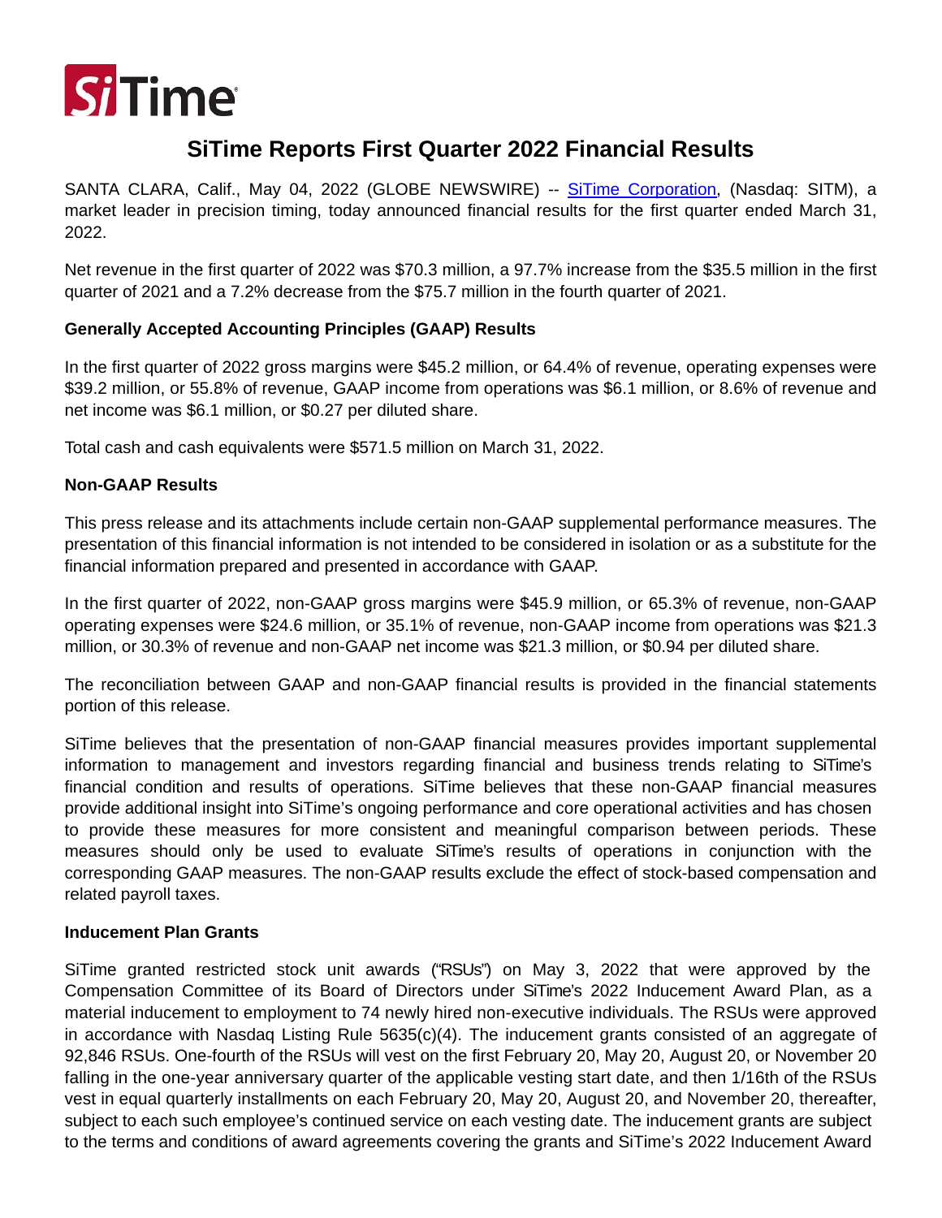# SiTime Reports First Quarter 2022 Financial Results

SANTA CLARA, Calif., May 04, 2022 (GLOBE NEWSWIRE) -- SiTime Corporation, (Nasdaq: SITM), a market leader in precision timing, today announced financial results for the first quarter ended March 31, 2022.

Net revenue in the first quarter of 2022 was $70.3 million, a 97.7% increase from the $35.5 million in the first quarter of 2021 and a 7.2% decrease from the $75.7 million in the fourth quarter of 2021.

**Generally Accepted Accounting Principles (GAAP) Results**

In the first quarter of 2022 gross margins were $45.2 million, or 64.4% of revenue, operating expenses were $39.2 million, or 55.8% of revenue, GAAP income from operations was $6.1 million, or 8.6% of revenue and net income was $6.1 million, or $0.27 per diluted share.

Total cash and cash equivalents were $571.5 million on March 31, 2022.

**Non-GAAP Results**

This press release and its attachments include certain non-GAAP supplemental performance measures. The presentation of this financial information is not intended to be considered in isolation or as a substitute for the financial information prepared and presented in accordance with GAAP.

In the first quarter of 2022, non-GAAP gross margins were $45.9 million, or 65.3% of revenue, non-GAAP operating expenses were $24.6 million, or 35.1% of revenue, non-GAAP income from operations was $21.3 million, or 30.3% of revenue and non-GAAP net income was $21.3 million, or $0.94 per diluted share.

The reconciliation between GAAP and non-GAAP financial results is provided in the financial statements portion of this release.

SiTime believes that the presentation of non-GAAP financial measures provides important supplemental information to management and investors regarding financial and business trends relating to SiTime's financial condition and results of operations. SiTime believes that these non-GAAP financial measures provide additional insight into SiTime's ongoing performance and core operational activities and has chosen to provide these measures for more consistent and meaningful comparison between periods. These measures should only be used to evaluate SiTime's results of operations in conjunction with the corresponding GAAP measures. The non-GAAP results exclude the effect of stock-based compensation and related payroll taxes.

**Inducement Plan Grants**

SiTime granted restricted stock unit awards ("RSUs") on May 3, 2022 that were approved by the Compensation Committee of its Board of Directors under SiTime's 2022 Inducement Award Plan, as a material inducement to employment to 74 newly hired non-executive individuals. The RSUs were approved in accordance with Nasdaq Listing Rule 5635(c)(4). The inducement grants consisted of an aggregate of 92,846 RSUs. One-fourth of the RSUs will vest on the first February 20, May 20, August 20, or November 20 falling in the one-year anniversary quarter of the applicable vesting start date, and then 1/16th of the RSUs vest in equal quarterly installments on each February 20, May 20, August 20, and November 20, thereafter, subject to each such employee's continued service on each vesting date. The inducement grants are subject to the terms and conditions of award agreements covering the grants and SiTime's 2022 Inducement Award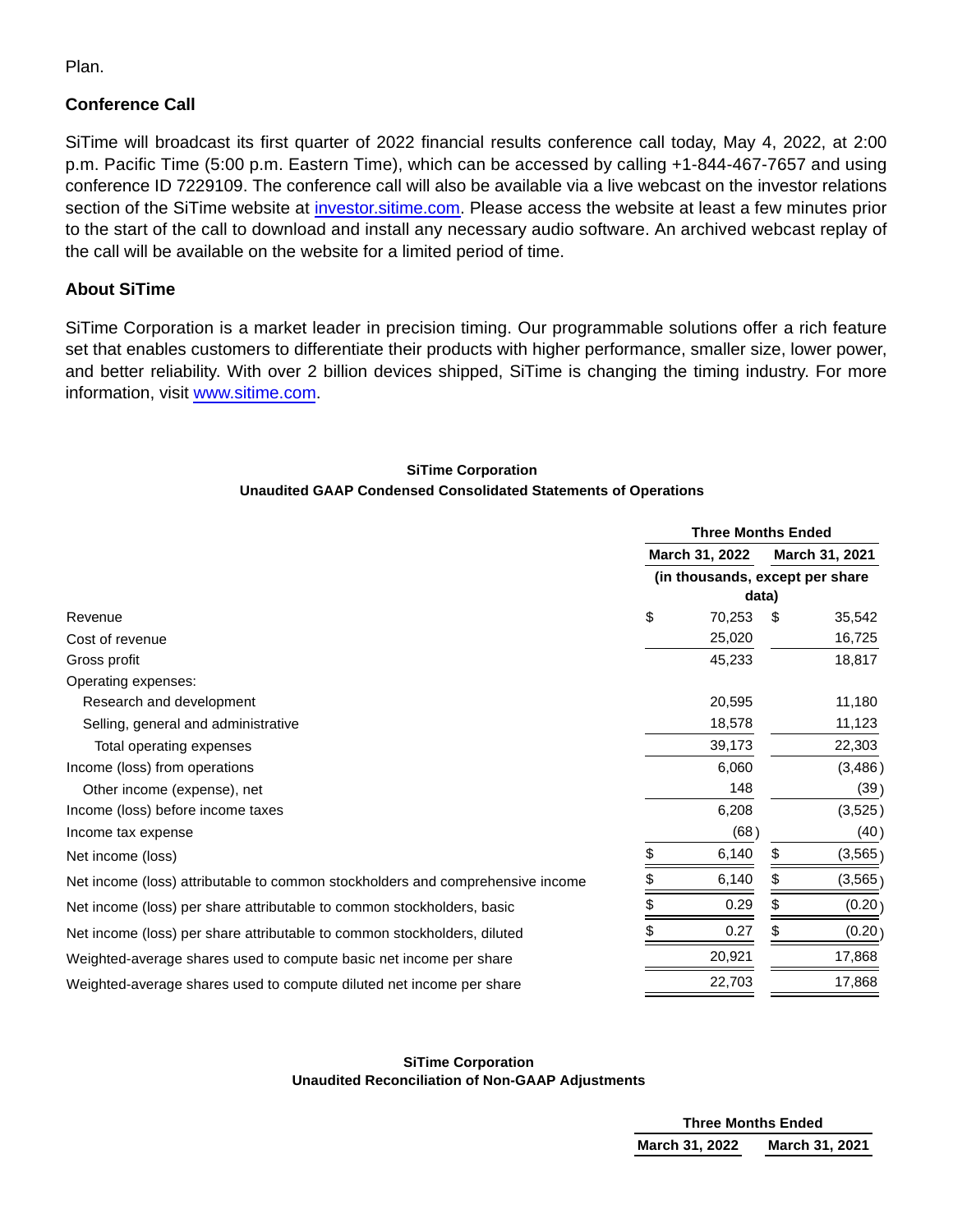Plan.

### Conference Call

SiTime will broadcast its first quarter of 2022 financial results conference call today, May 4, 2022, at 2:00 p.m. Pacific Time (5:00 p.m. Eastern Time), which can be accessed by calling +1-844-467-7657 and using conference ID 7229109. The conference call will also be available via a live webcast on the investor relations section of the SiTime website at [investor.sitime.com](investor.sitime.com). Please access the website at least a few minutes prior to the start of the call to download and install any necessary audio software. An archived webcast replay of the call will be available on the website for a limited period of time.

### About SiTime

SiTime Corporation is a market leader in precision timing. Our programmable solutions offer a rich feature set that enables customers to differentiate their products with higher performance, smaller size, lower power, and better reliability. With over 2 billion devices shipped, SiTime is changing the timing industry. For more information, visit [www.sitime.com](www.sitime.com).

**SiTime Corporation**
**Unaudited GAAP Condensed Consolidated Statements of Operations**

| | Three Months Ended | |
|---|---|---|
| | March 31, 2022 | March 31, 2021 |
| | (in thousands, except per share data) | |
| Revenue | $ 70,253 | $ 35,542 |
| Cost of revenue | 25,020 | 16,725 |
| Gross profit | 45,233 | 18,817 |
| Operating expenses: | | |
| Research and development | 20,595 | 11,180 |
| Selling, general and administrative | 18,578 | 11,123 |
| Total operating expenses | 39,173 | 22,303 |
| Income (loss) from operations | 6,060 | (3,486) |
| Other income (expense), net | 148 | (39) |
| Income (loss) before income taxes | 6,208 | (3,525) |
| Income tax expense | (68) | (40) |
| Net income (loss) | $ 6,140 | $ (3,565) |
| Net income (loss) attributable to common stockholders and comprehensive income | $ 6,140 | $ (3,565) |
| Net income (loss) per share attributable to common stockholders, basic | $ 0.29 | $ (0.20) |
| Net income (loss) per share attributable to common stockholders, diluted | $ 0.27 | $ (0.20) |
| Weighted-average shares used to compute basic net income per share | 20,921 | 17,868 |
| Weighted-average shares used to compute diluted net income per share | 22,703 | 17,868 |

**SiTime Corporation**
**Unaudited Reconciliation of Non-GAAP Adjustments**

| | Three Months Ended | |
|---|---|---|
| | March 31, 2022 | March 31, 2021 |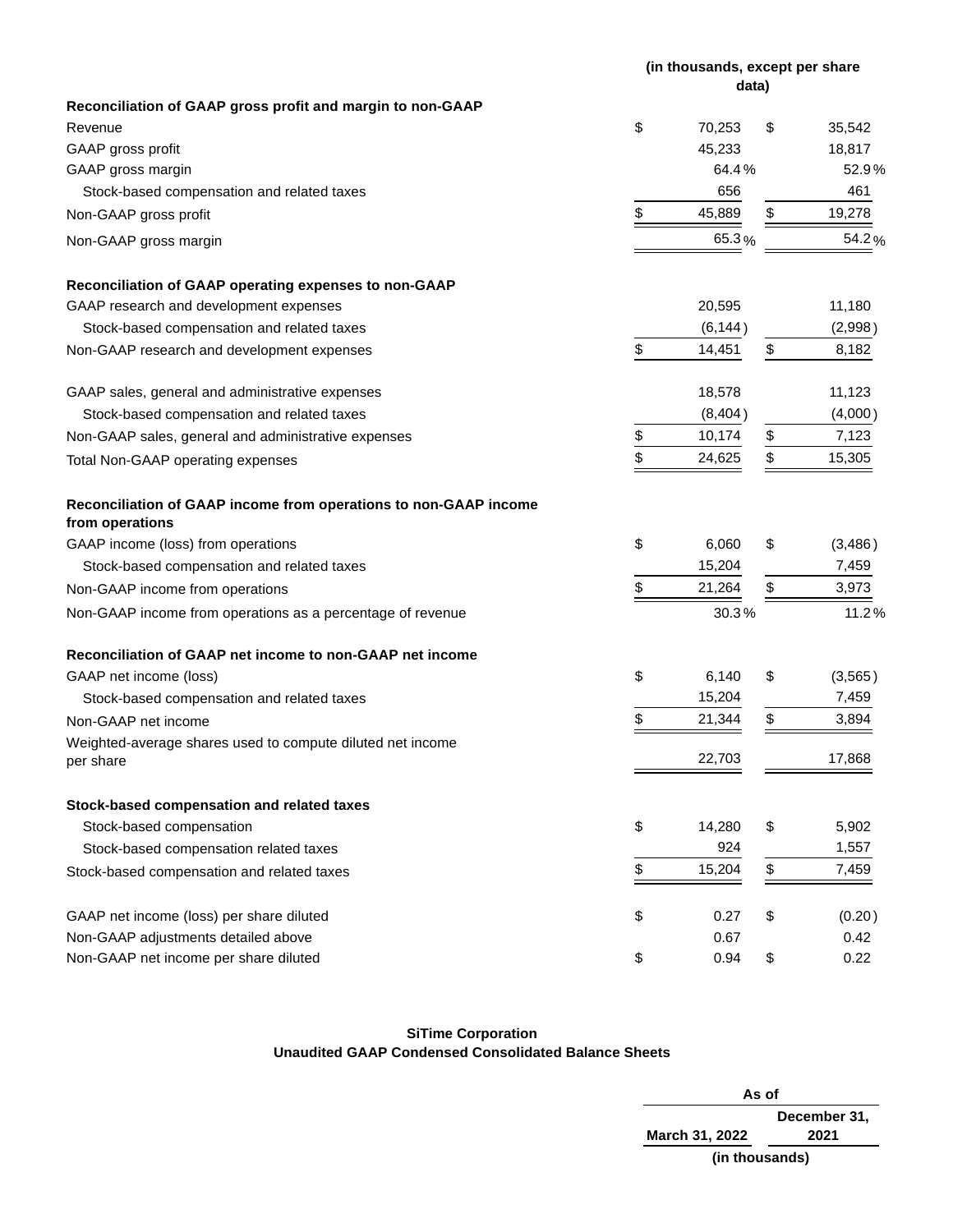| | (in thousands, except per share data) | |
|---|---|---|
| **Reconciliation of GAAP gross profit and margin to non-GAAP** | | |
| Revenue | $ 70,253 | $ 35,542 |
| GAAP gross profit | 45,233 | 18,817 |
| GAAP gross margin | 64.4 % | 52.9 % |
| Stock-based compensation and related taxes | 656 | 461 |
| Non-GAAP gross profit | $ 45,889 | $ 19,278 |
| Non-GAAP gross margin | 65.3 % | 54.2 % |
| **Reconciliation of GAAP operating expenses to non-GAAP** | | |
| GAAP research and development expenses | 20,595 | 11,180 |
| Stock-based compensation and related taxes | (6,144 ) | (2,998 ) |
| Non-GAAP research and development expenses | $ 14,451 | $ 8,182 |
| GAAP sales, general and administrative expenses | 18,578 | 11,123 |
| Stock-based compensation and related taxes | (8,404 ) | (4,000 ) |
| Non-GAAP sales, general and administrative expenses | $ 10,174 | $ 7,123 |
| Total Non-GAAP operating expenses | $ 24,625 | $ 15,305 |
| **Reconciliation of GAAP income from operations to non-GAAP income from operations** | | |
| GAAP income (loss) from operations | $ 6,060 | $ (3,486 ) |
| Stock-based compensation and related taxes | 15,204 | 7,459 |
| Non-GAAP income from operations | $ 21,264 | $ 3,973 |
| Non-GAAP income from operations as a percentage of revenue | 30.3 % | 11.2 % |
| **Reconciliation of GAAP net income to non-GAAP net income** | | |
| GAAP net income (loss) | $ 6,140 | $ (3,565 ) |
| Stock-based compensation and related taxes | 15,204 | 7,459 |
| Non-GAAP net income | $ 21,344 | $ 3,894 |
| Weighted-average shares used to compute diluted net income per share | 22,703 | 17,868 |
| **Stock-based compensation and related taxes** | | |
| Stock-based compensation | $ 14,280 | $ 5,902 |
| Stock-based compensation related taxes | 924 | 1,557 |
| Stock-based compensation and related taxes | $ 15,204 | $ 7,459 |
| GAAP net income (loss) per share diluted | $ 0.27 | $ (0.20 ) |
| Non-GAAP adjustments detailed above | 0.67 | 0.42 |
| Non-GAAP net income per share diluted | $ 0.94 | $ 0.22 |

**SiTime Corporation**
**Unaudited GAAP Condensed Consolidated Balance Sheets**

| | As of | |
|---|---|---|
| | March 31, 2022 | December 31, 2021 |
| | (in thousands) | |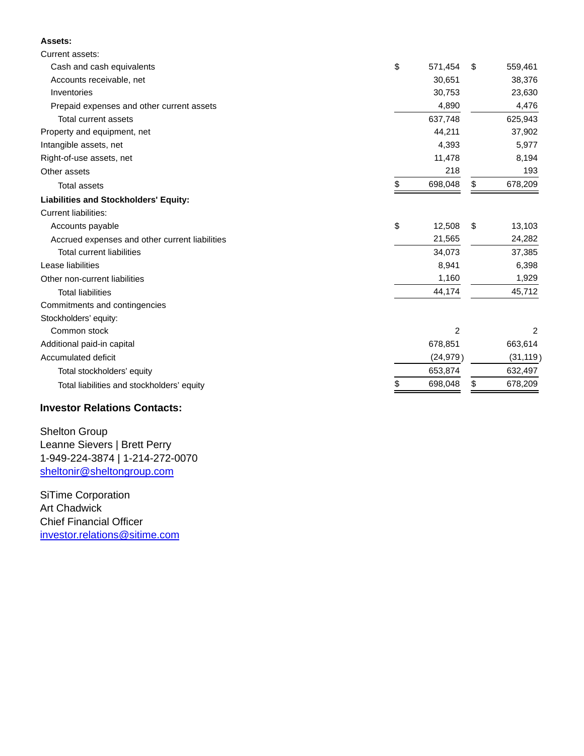| | | |
|---|---|---|
| **Assets:** | | |
| Current assets: | | |
| Cash and cash equivalents | $ 571,454 | $ 559,461 |
| Accounts receivable, net | 30,651 | 38,376 |
| Inventories | 30,753 | 23,630 |
| Prepaid expenses and other current assets | 4,890 | 4,476 |
| Total current assets | 637,748 | 625,943 |
| Property and equipment, net | 44,211 | 37,902 |
| Intangible assets, net | 4,393 | 5,977 |
| Right-of-use assets, net | 11,478 | 8,194 |
| Other assets | 218 | 193 |
| Total assets | $ 698,048 | $ 678,209 |
| **Liabilities and Stockholders' Equity:** | | |
| Current liabilities: | | |
| Accounts payable | $ 12,508 | $ 13,103 |
| Accrued expenses and other current liabilities | 21,565 | 24,282 |
| Total current liabilities | 34,073 | 37,385 |
| Lease liabilities | 8,941 | 6,398 |
| Other non-current liabilities | 1,160 | 1,929 |
| Total liabilities | 44,174 | 45,712 |
| Commitments and contingencies | | |
| Stockholders' equity: | | |
| Common stock | 2 | 2 |
| Additional paid-in capital | 678,851 | 663,614 |
| Accumulated deficit | (24,979) | (31,119) |
| Total stockholders' equity | 653,874 | 632,497 |
| Total liabilities and stockholders' equity | $ 698,048 | $ 678,209 |

## Investor Relations Contacts:

Shelton Group
Leanne Sievers | Brett Perry
1-949-224-3874 | 1-214-272-0070
sheltonir@sheltongroup.com

SiTime Corporation
Art Chadwick
Chief Financial Officer
investor.relations@sitime.com